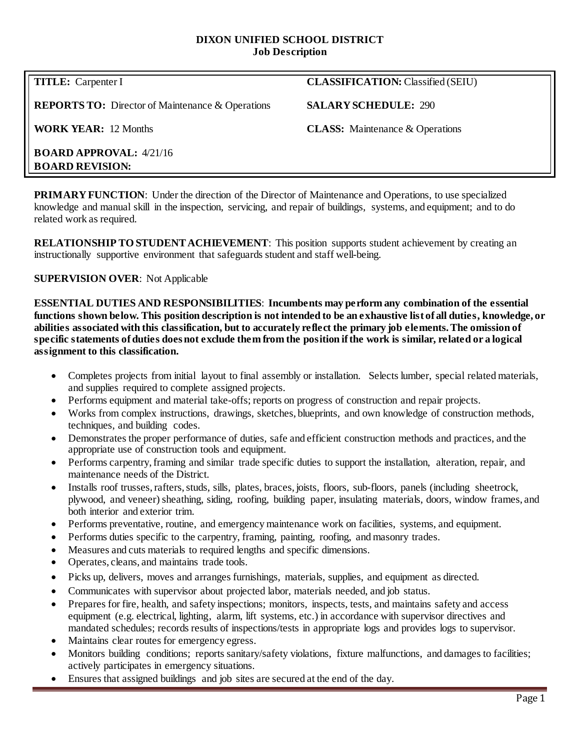**DIXON UNIFIED SCHOOL DISTRICT**
**Job Description**

| | |
|---|---|
| **TITLE:** Carpenter I | **CLASSIFICATION:** Classified (SEIU) |
| **REPORTS TO:** Director of Maintenance & Operations | **SALARY SCHEDULE:** 290 |
| **WORK YEAR:** 12 Months | **CLASS:** Maintenance & Operations |
| **BOARD APPROVAL:** 4/21/16<br>**BOARD REVISION:** | |

**PRIMARY FUNCTION**: Under the direction of the Director of Maintenance and Operations, to use specialized knowledge and manual skill in the inspection, servicing, and repair of buildings, systems, and equipment; and to do related work as required.

**RELATIONSHIP TO STUDENT ACHIEVEMENT**: This position supports student achievement by creating an instructionally supportive environment that safeguards student and staff well-being.

**SUPERVISION OVER**: Not Applicable

**ESSENTIAL DUTIES AND RESPONSIBILITIES**: **Incumbents may perform any combination of the essential functions shown below. This position description is not intended to be an exhaustive list of all duties, knowledge, or abilities associated with this classification, but to accurately reflect the primary job elements. The omission of specific statements of duties does not exclude them from the position if the work is similar, related or a logical assignment to this classification.**

- Completes projects from initial layout to final assembly or installation. Selects lumber, special related materials, and supplies required to complete assigned projects.
- Performs equipment and material take-offs; reports on progress of construction and repair projects.
- Works from complex instructions, drawings, sketches, blueprints, and own knowledge of construction methods, techniques, and building codes.
- Demonstrates the proper performance of duties, safe and efficient construction methods and practices, and the appropriate use of construction tools and equipment.
- Performs carpentry, framing and similar trade specific duties to support the installation, alteration, repair, and maintenance needs of the District.
- Installs roof trusses, rafters, studs, sills, plates, braces, joists, floors, sub-floors, panels (including sheetrock, plywood, and veneer) sheathing, siding, roofing, building paper, insulating materials, doors, window frames, and both interior and exterior trim.
- Performs preventative, routine, and emergency maintenance work on facilities, systems, and equipment.
- Performs duties specific to the carpentry, framing, painting, roofing, and masonry trades.
- Measures and cuts materials to required lengths and specific dimensions.
- Operates, cleans, and maintains trade tools.
- Picks up, delivers, moves and arranges furnishings, materials, supplies, and equipment as directed.
- Communicates with supervisor about projected labor, materials needed, and job status.
- Prepares for fire, health, and safety inspections; monitors, inspects, tests, and maintains safety and access equipment (e.g. electrical, lighting, alarm, lift systems, etc.) in accordance with supervisor directives and mandated schedules; records results of inspections/tests in appropriate logs and provides logs to supervisor.
- Maintains clear routes for emergency egress.
- Monitors building conditions; reports sanitary/safety violations, fixture malfunctions, and damages to facilities; actively participates in emergency situations.
- Ensures that assigned buildings and job sites are secured at the end of the day.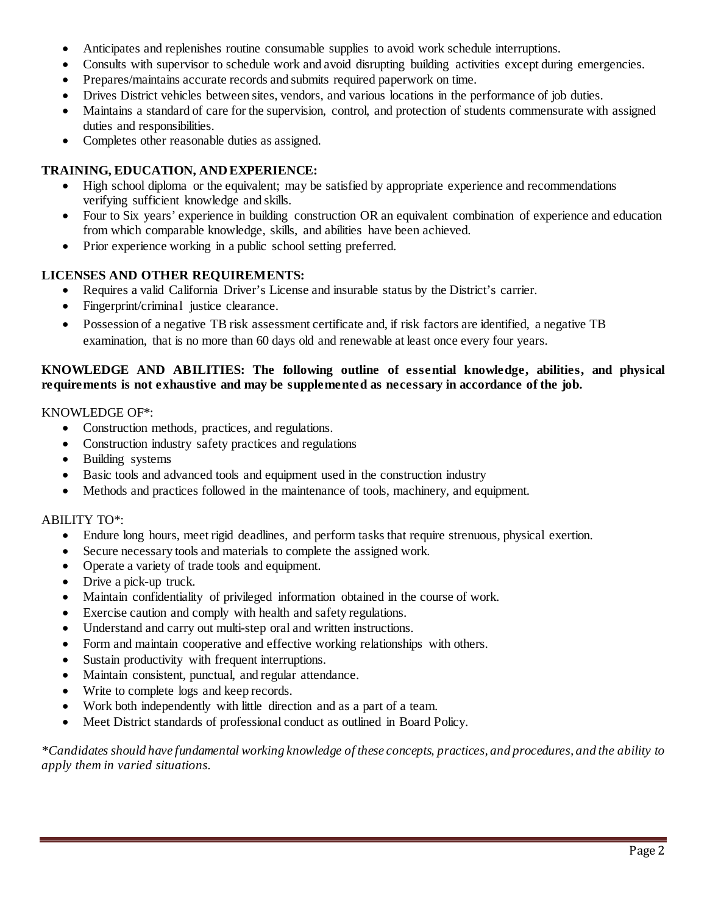- Anticipates and replenishes routine consumable supplies to avoid work schedule interruptions.
- Consults with supervisor to schedule work and avoid disrupting building activities except during emergencies.
- Prepares/maintains accurate records and submits required paperwork on time.
- Drives District vehicles between sites, vendors, and various locations in the performance of job duties.
- Maintains a standard of care for the supervision, control, and protection of students commensurate with assigned duties and responsibilities.
- Completes other reasonable duties as assigned.

**TRAINING, EDUCATION, AND EXPERIENCE:**

- High school diploma or the equivalent; may be satisfied by appropriate experience and recommendations verifying sufficient knowledge and skills.
- Four to Six years' experience in building construction OR an equivalent combination of experience and education from which comparable knowledge, skills, and abilities have been achieved.
- Prior experience working in a public school setting preferred.

**LICENSES AND OTHER REQUIREMENTS:**

- Requires a valid California Driver's License and insurable status by the District's carrier.
- Fingerprint/criminal justice clearance.
- Possession of a negative TB risk assessment certificate and, if risk factors are identified, a negative TB examination, that is no more than 60 days old and renewable at least once every four years.

**KNOWLEDGE AND ABILITIES: The following outline of essential knowledge, abilities, and physical requirements is not exhaustive and may be supplemented as necessary in accordance of the job.**

KNOWLEDGE OF*:

- Construction methods, practices, and regulations.
- Construction industry safety practices and regulations
- Building systems
- Basic tools and advanced tools and equipment used in the construction industry
- Methods and practices followed in the maintenance of tools, machinery, and equipment.

ABILITY TO*:

- Endure long hours, meet rigid deadlines, and perform tasks that require strenuous, physical exertion.
- Secure necessary tools and materials to complete the assigned work.
- Operate a variety of trade tools and equipment.
- Drive a pick-up truck.
- Maintain confidentiality of privileged information obtained in the course of work.
- Exercise caution and comply with health and safety regulations.
- Understand and carry out multi-step oral and written instructions.
- Form and maintain cooperative and effective working relationships with others.
- Sustain productivity with frequent interruptions.
- Maintain consistent, punctual, and regular attendance.
- Write to complete logs and keep records.
- Work both independently with little direction and as a part of a team.
- Meet District standards of professional conduct as outlined in Board Policy.

*\*Candidates should have fundamental working knowledge of these concepts, practices, and procedures, and the ability to apply them in varied situations.*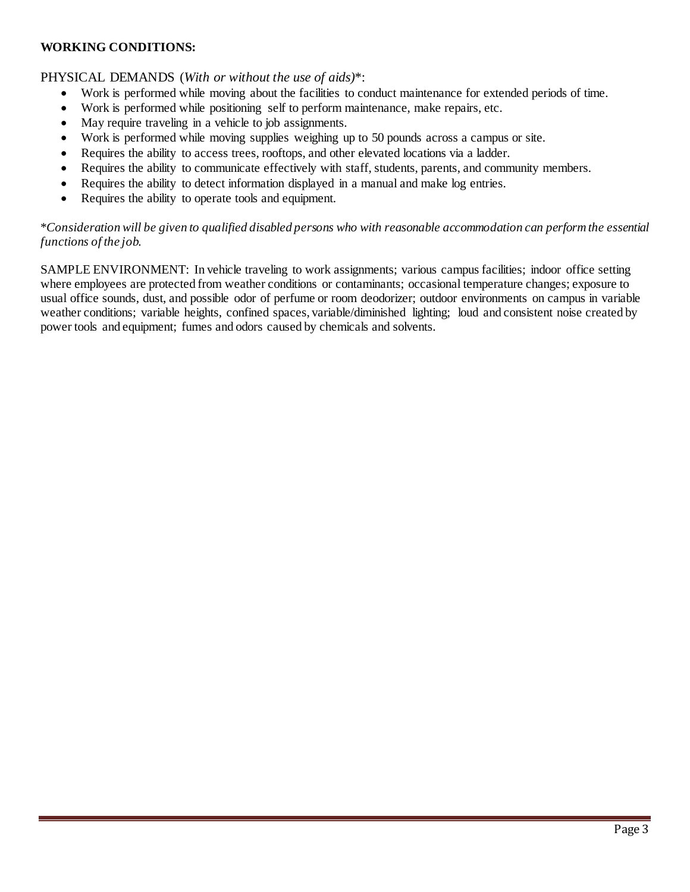**WORKING CONDITIONS:**

PHYSICAL DEMANDS (*With or without the use of aids)**:

- Work is performed while moving about the facilities to conduct maintenance for extended periods of time.
- Work is performed while positioning self to perform maintenance, make repairs, etc.
- May require traveling in a vehicle to job assignments.
- Work is performed while moving supplies weighing up to 50 pounds across a campus or site.
- Requires the ability to access trees, rooftops, and other elevated locations via a ladder.
- Requires the ability to communicate effectively with staff, students, parents, and community members.
- Requires the ability to detect information displayed in a manual and make log entries.
- Requires the ability to operate tools and equipment.

**Consideration will be given to qualified disabled persons who with reasonable accommodation can perform the essential functions of the job.*

SAMPLE ENVIRONMENT: In vehicle traveling to work assignments; various campus facilities; indoor office setting where employees are protected from weather conditions or contaminants; occasional temperature changes; exposure to usual office sounds, dust, and possible odor of perfume or room deodorizer; outdoor environments on campus in variable weather conditions; variable heights, confined spaces, variable/diminished lighting; loud and consistent noise created by power tools and equipment; fumes and odors caused by chemicals and solvents.